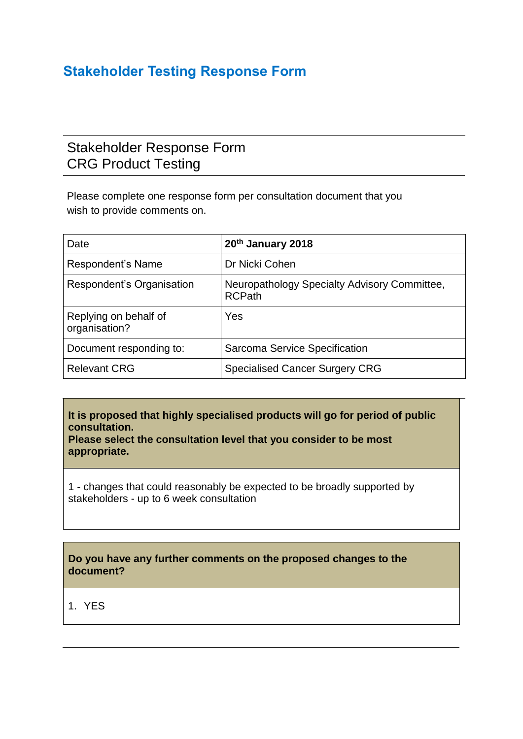# Stakeholder Testing Response Form

## Stakeholder Response Form
## CRG Product Testing

Please complete one response form per consultation document that you wish to provide comments on.

| Date | **20th January 2018** |
|---|---|
| Respondent's Name | Dr Nicki Cohen |
| Respondent's Organisation | Neuropathology Specialty Advisory Committee, RCPath |
| Replying on behalf of organisation? | Yes |
| Document responding to: | Sarcoma Service Specification |
| Relevant CRG | Specialised Cancer Surgery CRG |

| **It is proposed that highly specialised products will go for period of public consultation. Please select the consultation level that you consider to be most appropriate.** |
|---|
| 1 - changes that could reasonably be expected to be broadly supported by stakeholders - up to 6 week consultation |

| **Do you have any further comments on the proposed changes to the document?** |
|---|
| 1. YES |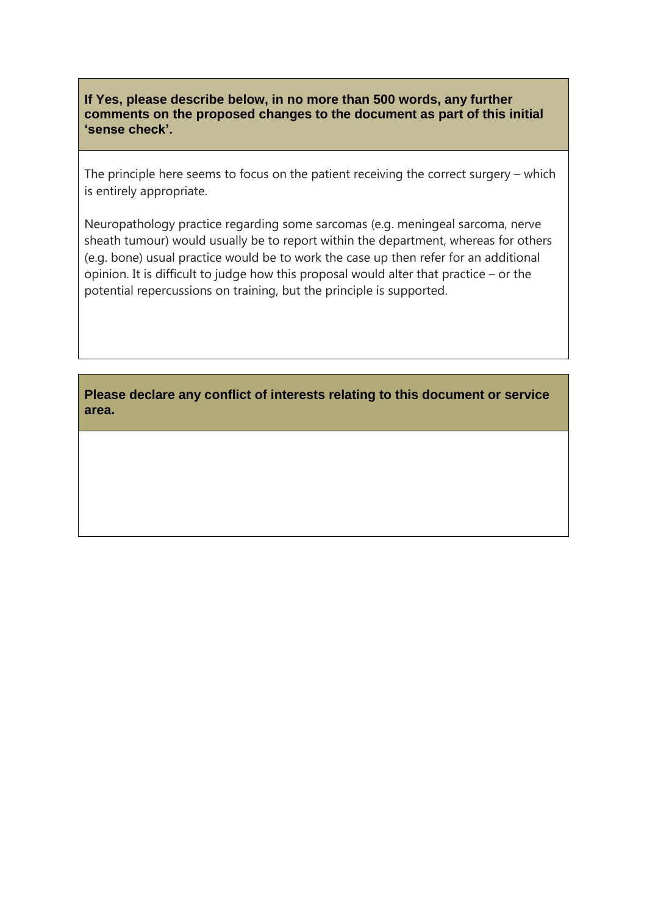**If Yes, please describe below, in no more than 500 words, any further comments on the proposed changes to the document as part of this initial 'sense check'.**

The principle here seems to focus on the patient receiving the correct surgery – which is entirely appropriate.

Neuropathology practice regarding some sarcomas (e.g. meningeal sarcoma, nerve sheath tumour) would usually be to report within the department, whereas for others (e.g. bone) usual practice would be to work the case up then refer for an additional opinion. It is difficult to judge how this proposal would alter that practice – or the potential repercussions on training, but the principle is supported.

**Please declare any conflict of interests relating to this document or service area.**